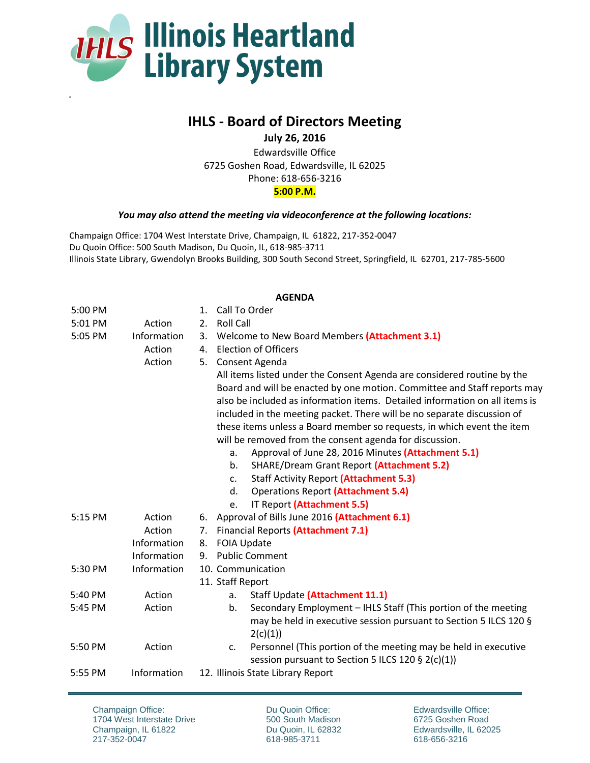# Illinois Heartland Library System

## IHLS - Board of Directors Meeting

**July 26, 2016**

Edwardsville Office
6725 Goshen Road, Edwardsville, IL 62025
Phone: 618-656-3216
**5:00 P.M.**

***You may also attend the meeting via videoconference at the following locations:***

Champaign Office: 1704 West Interstate Drive, Champaign, IL 61822, 217-352-0047
Du Quoin Office: 500 South Madison, Du Quoin, IL, 618-985-3711
Illinois State Library, Gwendolyn Brooks Building, 300 South Second Street, Springfield, IL 62701, 217-785-5600

**AGENDA**

| Time | Type | Item |
|---|---|---|
| 5:00 PM | | 1. Call To Order |
| 5:01 PM | Action | 2. Roll Call |
| 5:05 PM | Information | 3. Welcome to New Board Members **(Attachment 3.1)** |
| | Action | 4. Election of Officers |
| | Action | 5. Consent Agenda<br>All items listed under the Consent Agenda are considered routine by the Board and will be enacted by one motion. Committee and Staff reports may also be included as information items. Detailed information on all items is included in the meeting packet. There will be no separate discussion of these items unless a Board member so requests, in which event the item will be removed from the consent agenda for discussion.<br>a. Approval of June 28, 2016 Minutes **(Attachment 5.1)**<br>b. SHARE/Dream Grant Report **(Attachment 5.2)**<br>c. Staff Activity Report **(Attachment 5.3)**<br>d. Operations Report **(Attachment 5.4)**<br>e. IT Report **(Attachment 5.5)** |
| 5:15 PM | Action | 6. Approval of Bills June 2016 **(Attachment 6.1)** |
| | Action | 7. Financial Reports **(Attachment 7.1)** |
| | Information | 8. FOIA Update |
| | Information | 9. Public Comment |
| 5:30 PM | Information | 10. Communication |
| | | 11. Staff Report |
| 5:40 PM | Action | a. Staff Update **(Attachment 11.1)** |
| 5:45 PM | Action | b. Secondary Employment – IHLS Staff (This portion of the meeting may be held in executive session pursuant to Section 5 ILCS 120 § 2(c)(1)) |
| 5:50 PM | Action | c. Personnel (This portion of the meeting may be held in executive session pursuant to Section 5 ILCS 120 § 2(c)(1)) |
| 5:55 PM | Information | 12. Illinois State Library Report |

Champaign Office:
1704 West Interstate Drive
Champaign, IL 61822
217-352-0047

Du Quoin Office:
500 South Madison
Du Quoin, IL 62832
618-985-3711

Edwardsville Office:
6725 Goshen Road
Edwardsville, IL 62025
618-656-3216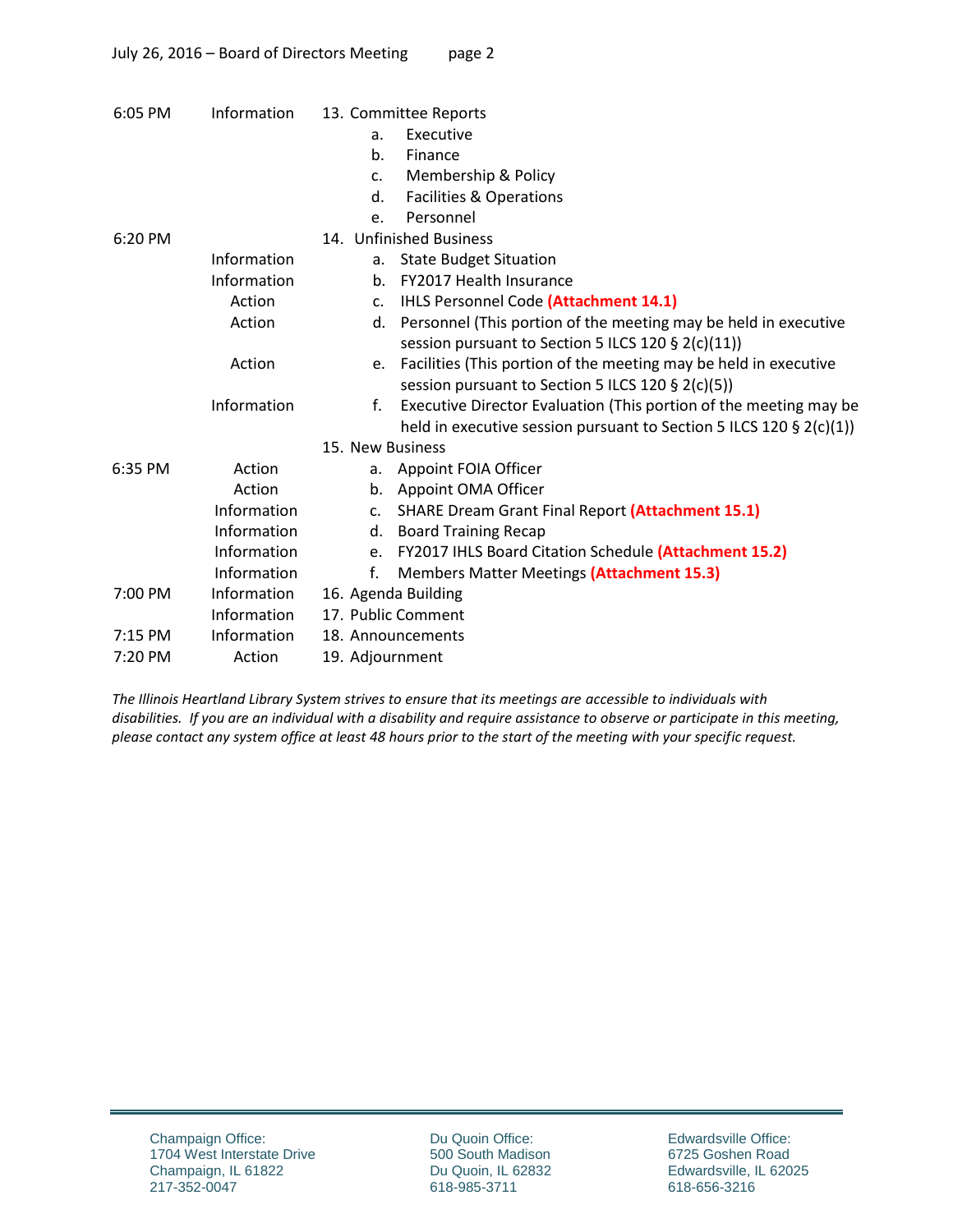| | | |
|---|---|---|
| 6:05 PM | Information | 13. Committee Reports |
| | | a. Executive |
| | | b. Finance |
| | | c. Membership & Policy |
| | | d. Facilities & Operations |
| | | e. Personnel |
| 6:20 PM | | 14. Unfinished Business |
| | Information | a. State Budget Situation |
| | Information | b. FY2017 Health Insurance |
| | Action | c. IHLS Personnel Code **(Attachment 14.1)** |
| | Action | d. Personnel (This portion of the meeting may be held in executive session pursuant to Section 5 ILCS 120 § 2(c)(11)) |
| | Action | e. Facilities (This portion of the meeting may be held in executive session pursuant to Section 5 ILCS 120 § 2(c)(5)) |
| | Information | f. Executive Director Evaluation (This portion of the meeting may be held in executive session pursuant to Section 5 ILCS 120 § 2(c)(1)) |
| | | 15. New Business |
| 6:35 PM | Action | a. Appoint FOIA Officer |
| | Action | b. Appoint OMA Officer |
| | Information | c. SHARE Dream Grant Final Report **(Attachment 15.1)** |
| | Information | d. Board Training Recap |
| | Information | e. FY2017 IHLS Board Citation Schedule **(Attachment 15.2)** |
| | Information | f. Members Matter Meetings **(Attachment 15.3)** |
| 7:00 PM | Information | 16. Agenda Building |
| | Information | 17. Public Comment |
| 7:15 PM | Information | 18. Announcements |
| 7:20 PM | Action | 19. Adjournment |

*The Illinois Heartland Library System strives to ensure that its meetings are accessible to individuals with disabilities. If you are an individual with a disability and require assistance to observe or participate in this meeting, please contact any system office at least 48 hours prior to the start of the meeting with your specific request.*

Champaign Office:
1704 West Interstate Drive
Champaign, IL 61822
217-352-0047

Du Quoin Office:
500 South Madison
Du Quoin, IL 62832
618-985-3711

Edwardsville Office:
6725 Goshen Road
Edwardsville, IL 62025
618-656-3216